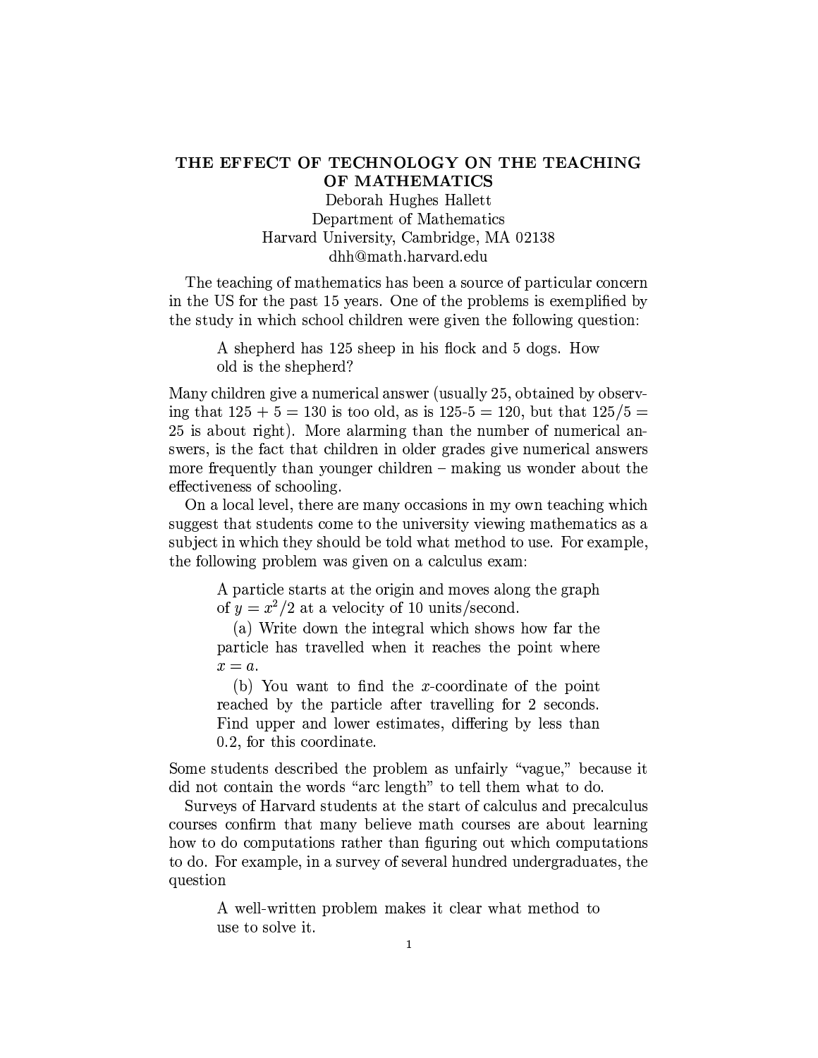# THE EFFECT OF TECHNOLOGY ON THE TEACHING OF MATHEMATICS

Deborah Hughes Hallett
Department of Mathematics
Harvard University, Cambridge, MA 02138
dhh@math.harvard.edu

The teaching of mathematics has been a source of particular concern in the US for the past 15 years. One of the problems is exemplified by the study in which school children were given the following question:

> A shepherd has 125 sheep in his flock and 5 dogs. How old is the shepherd?

Many children give a numerical answer (usually 25, obtained by observing that $125 + 5 = 130$ is too old, as is 125-5 = 120, but that $125/5 = 25$ is about right). More alarming than the number of numerical answers, is the fact that children in older grades give numerical answers more frequently than younger children – making us wonder about the effectiveness of schooling.

On a local level, there are many occasions in my own teaching which suggest that students come to the university viewing mathematics as a subject in which they should be told what method to use. For example, the following problem was given on a calculus exam:

> A particle starts at the origin and moves along the graph of $y = x^2/2$ at a velocity of 10 units/second.
>
> (a) Write down the integral which shows how far the particle has travelled when it reaches the point where $x = a$.
>
> (b) You want to find the $x$-coordinate of the point reached by the particle after travelling for 2 seconds. Find upper and lower estimates, differing by less than 0.2, for this coordinate.

Some students described the problem as unfairly "vague," because it did not contain the words "arc length" to tell them what to do.

Surveys of Harvard students at the start of calculus and precalculus courses confirm that many believe math courses are about learning how to do computations rather than figuring out which computations to do. For example, in a survey of several hundred undergraduates, the question

> A well-written problem makes it clear what method to use to solve it.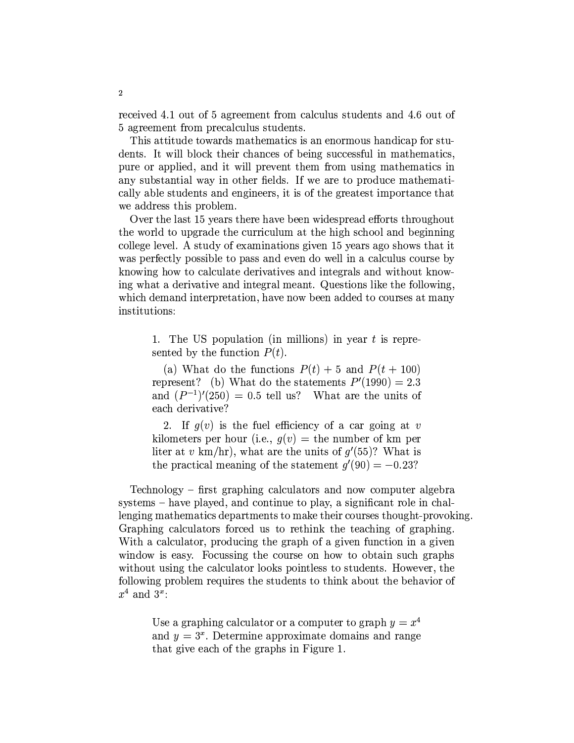received 4.1 out of 5 agreement from calculus students and 4.6 out of 5 agreement from precalculus students.

This attitude towards mathematics is an enormous handicap for students. It will block their chances of being successful in mathematics, pure or applied, and it will prevent them from using mathematics in any substantial way in other fields. If we are to produce mathematically able students and engineers, it is of the greatest importance that we address this problem.

Over the last 15 years there have been widespread efforts throughout the world to upgrade the curriculum at the high school and beginning college level. A study of examinations given 15 years ago shows that it was perfectly possible to pass and even do well in a calculus course by knowing how to calculate derivatives and integrals and without knowing what a derivative and integral meant. Questions like the following, which demand interpretation, have now been added to courses at many institutions:

> 1. The US population (in millions) in year $t$ is represented by the function $P(t)$.
>
> (a) What do the functions $P(t) + 5$ and $P(t + 100)$ represent? (b) What do the statements $P'(1990) = 2.3$ and $(P^{-1})'(250) = 0.5$ tell us? What are the units of each derivative?
>
> 2. If $g(v)$ is the fuel efficiency of a car going at $v$ kilometers per hour (i.e., $g(v)$ = the number of km per liter at $v$ km/hr), what are the units of $g'(55)$? What is the practical meaning of the statement $g'(90) = -0.23$?

Technology – first graphing calculators and now computer algebra systems – have played, and continue to play, a significant role in challenging mathematics departments to make their courses thought-provoking. Graphing calculators forced us to rethink the teaching of graphing. With a calculator, producing the graph of a given function in a given window is easy. Focussing the course on how to obtain such graphs without using the calculator looks pointless to students. However, the following problem requires the students to think about the behavior of $x^4$ and $3^x$:

> Use a graphing calculator or a computer to graph $y = x^4$ and $y = 3^x$. Determine approximate domains and range that give each of the graphs in Figure 1.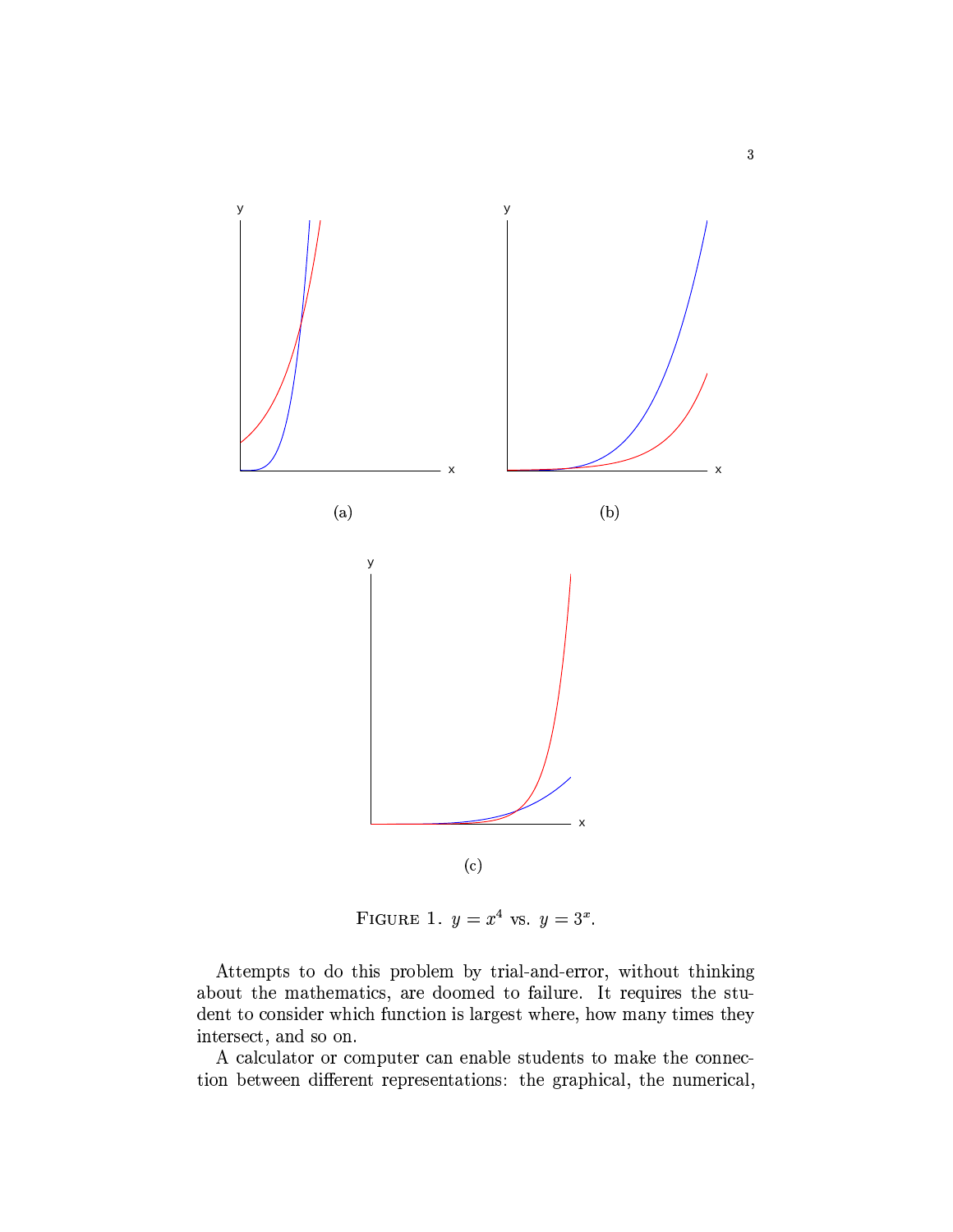(a)

(b)

(c)

FIGURE 1. $y = x^4$ vs. $y = 3^x$.

Attempts to do this problem by trial-and-error, without thinking about the mathematics, are doomed to failure. It requires the student to consider which function is largest where, how many times they intersect, and so on.

A calculator or computer can enable students to make the connection between different representations: the graphical, the numerical,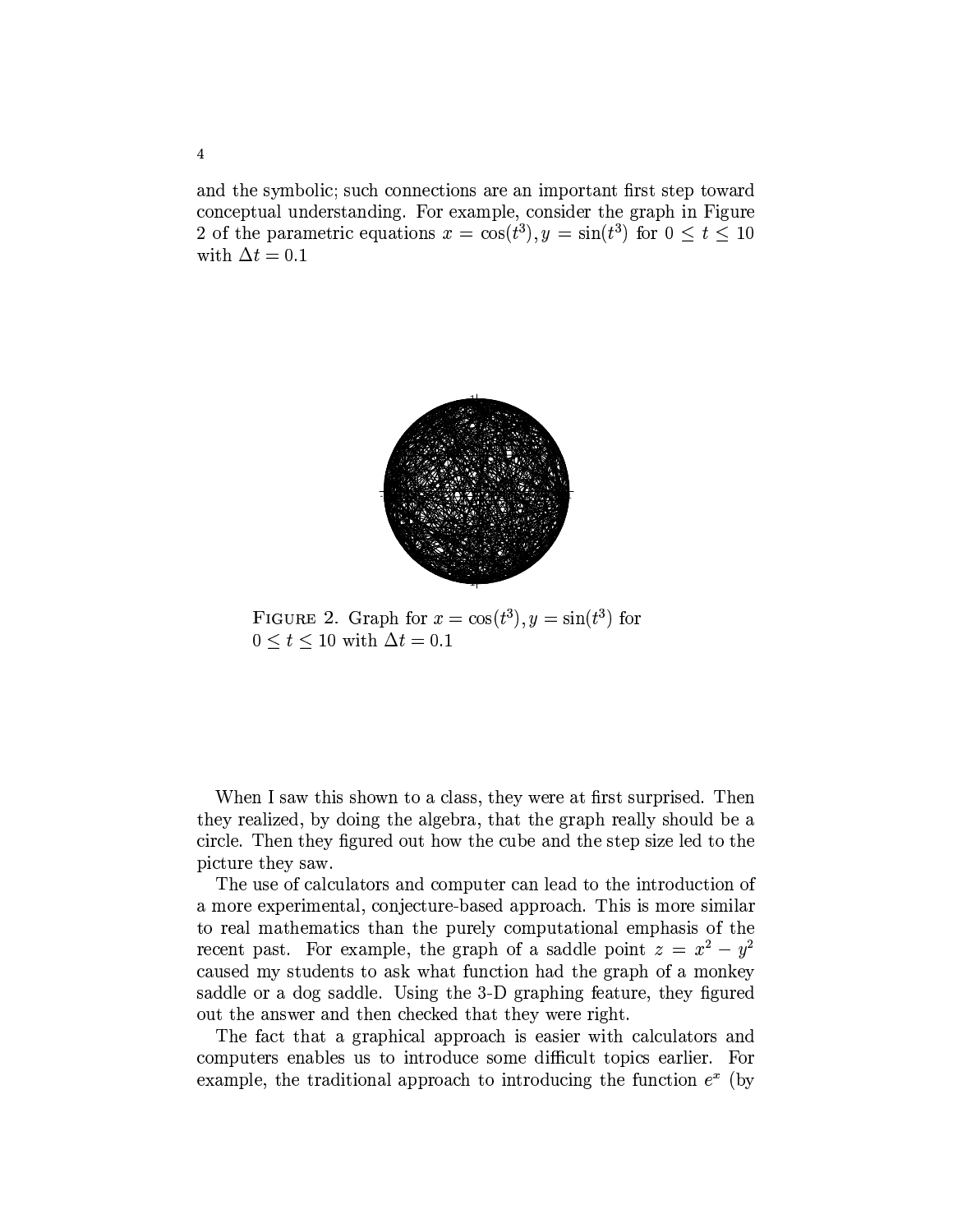and the symbolic; such connections are an important first step toward conceptual understanding. For example, consider the graph in Figure 2 of the parametric equations $x = \cos(t^3), y = \sin(t^3)$ for $0 \le t \le 10$ with $\Delta t = 0.1$

FIGURE 2. Graph for $x = \cos(t^3), y = \sin(t^3)$ for $0 \le t \le 10$ with $\Delta t = 0.1$

When I saw this shown to a class, they were at first surprised. Then they realized, by doing the algebra, that the graph really should be a circle. Then they figured out how the cube and the step size led to the picture they saw.

The use of calculators and computer can lead to the introduction of a more experimental, conjecture-based approach. This is more similar to real mathematics than the purely computational emphasis of the recent past. For example, the graph of a saddle point $z = x^2 - y^2$ caused my students to ask what function had the graph of a monkey saddle or a dog saddle. Using the 3-D graphing feature, they figured out the answer and then checked that they were right.

The fact that a graphical approach is easier with calculators and computers enables us to introduce some difficult topics earlier. For example, the traditional approach to introducing the function $e^x$ (by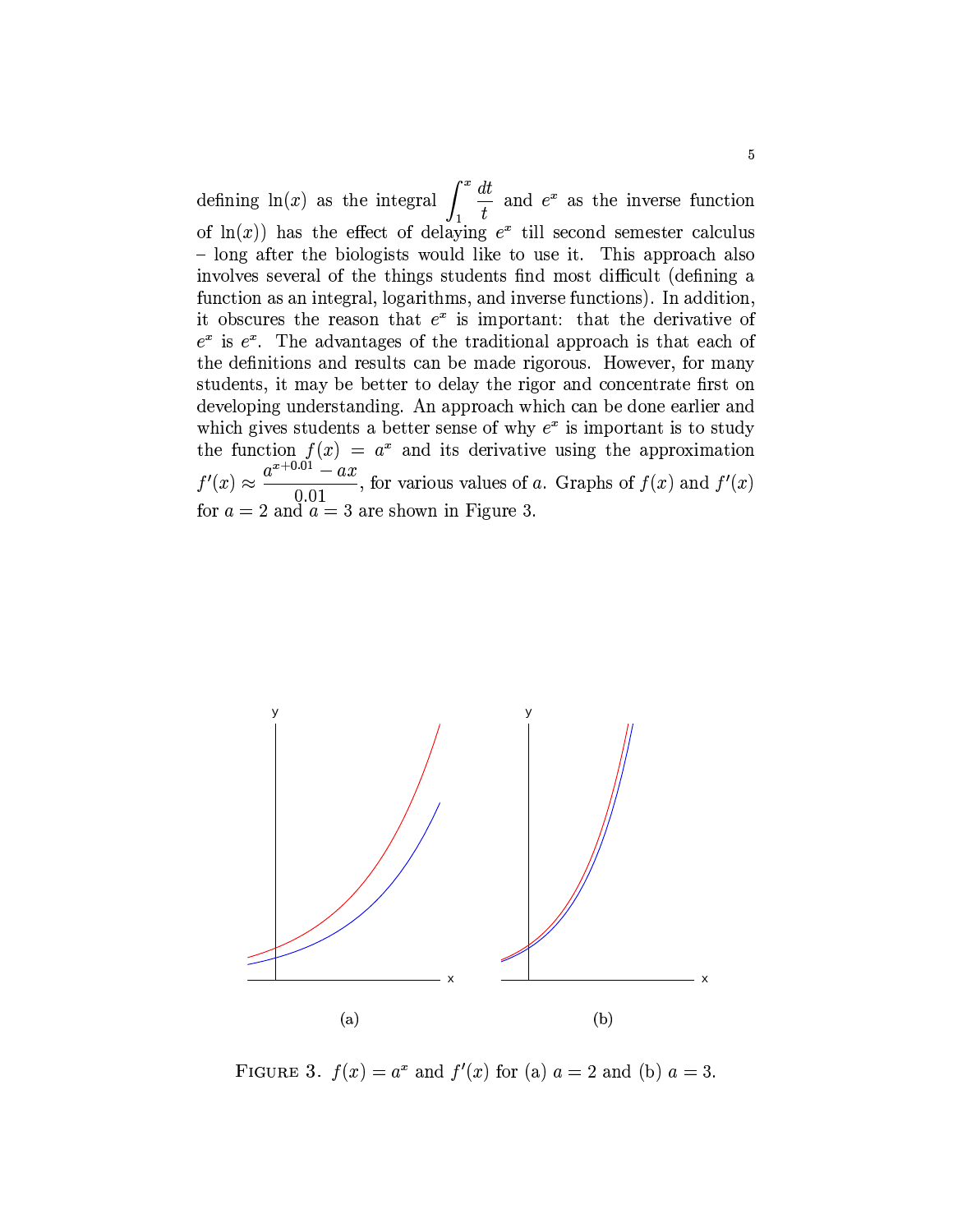defining $\ln(x)$ as the integral $\int_1^x \frac{dt}{t}$ and $e^x$ as the inverse function of $\ln(x)$) has the effect of delaying $e^x$ till second semester calculus – long after the biologists would like to use it. This approach also involves several of the things students find most difficult (defining a function as an integral, logarithms, and inverse functions). In addition, it obscures the reason that $e^x$ is important: that the derivative of $e^x$ is $e^x$. The advantages of the traditional approach is that each of the definitions and results can be made rigorous. However, for many students, it may be better to delay the rigor and concentrate first on developing understanding. An approach which can be done earlier and which gives students a better sense of why $e^x$ is important is to study the function $f(x) = a^x$ and its derivative using the approximation $f'(x) \approx \frac{a^{x+0.01} - ax}{0.01}$, for various values of $a$. Graphs of $f(x)$ and $f'(x)$ for $a = 2$ and $a = 3$ are shown in Figure 3.

FIGURE 3. $f(x) = a^x$ and $f'(x)$ for (a) $a = 2$ and (b) $a = 3$.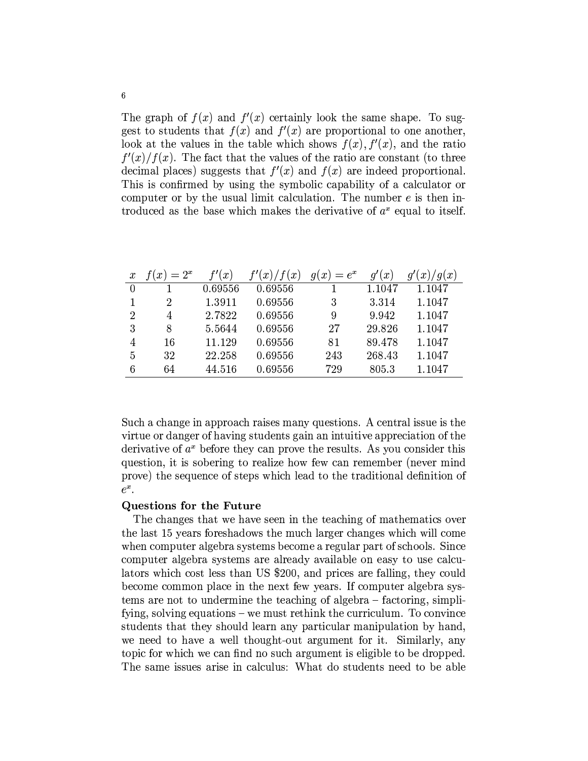The graph of $f(x)$ and $f'(x)$ certainly look the same shape. To suggest to students that $f(x)$ and $f'(x)$ are proportional to one another, look at the values in the table which shows $f(x), f'(x)$, and the ratio $f'(x)/f(x)$. The fact that the values of the ratio are constant (to three decimal places) suggests that $f'(x)$ and $f(x)$ are indeed proportional. This is confirmed by using the symbolic capability of a calculator or computer or by the usual limit calculation. The number $e$ is then introduced as the base which makes the derivative of $a^x$ equal to itself.

| $x$ | $f(x) = 2^x$ | $f'(x)$ | $f'(x)/f(x)$ | $g(x) = e^x$ | $g'(x)$ | $g'(x)/g(x)$ |
|---|---|---|---|---|---|---|
| 0 | 1 | 0.69556 | 0.69556 | 1 | 1.1047 | 1.1047 |
| 1 | 2 | 1.3911 | 0.69556 | 3 | 3.314 | 1.1047 |
| 2 | 4 | 2.7822 | 0.69556 | 9 | 9.942 | 1.1047 |
| 3 | 8 | 5.5644 | 0.69556 | 27 | 29.826 | 1.1047 |
| 4 | 16 | 11.129 | 0.69556 | 81 | 89.478 | 1.1047 |
| 5 | 32 | 22.258 | 0.69556 | 243 | 268.43 | 1.1047 |
| 6 | 64 | 44.516 | 0.69556 | 729 | 805.3 | 1.1047 |

Such a change in approach raises many questions. A central issue is the virtue or danger of having students gain an intuitive appreciation of the derivative of $a^x$ before they can prove the results. As you consider this question, it is sobering to realize how few can remember (never mind prove) the sequence of steps which lead to the traditional definition of $e^x$.

**Questions for the Future**

The changes that we have seen in the teaching of mathematics over the last 15 years foreshadows the much larger changes which will come when computer algebra systems become a regular part of schools. Since computer algebra systems are already available on easy to use calculators which cost less than US $200, and prices are falling, they could become common place in the next few years. If computer algebra systems are not to undermine the teaching of algebra – factoring, simplifying, solving equations – we must rethink the curriculum. To convince students that they should learn any particular manipulation by hand, we need to have a well thought-out argument for it. Similarly, any topic for which we can find no such argument is eligible to be dropped. The same issues arise in calculus: What do students need to be able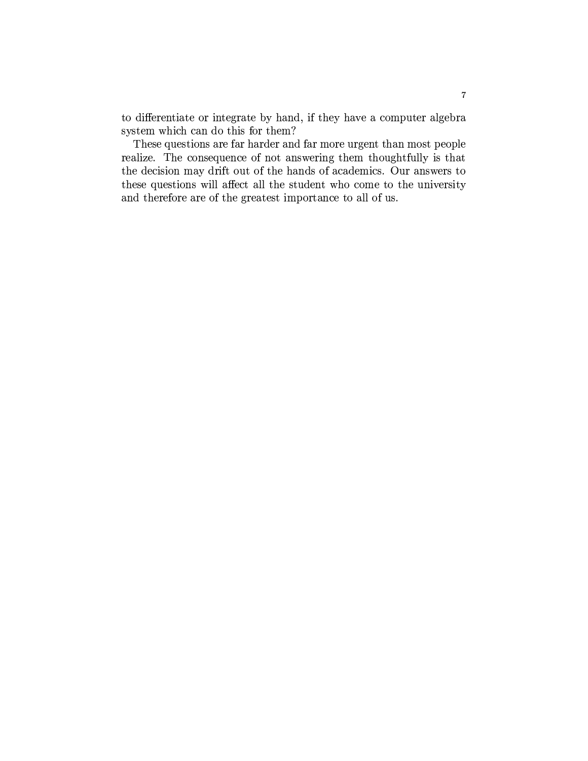to differentiate or integrate by hand, if they have a computer algebra system which can do this for them?

These questions are far harder and far more urgent than most people realize. The consequence of not answering them thoughtfully is that the decision may drift out of the hands of academics. Our answers to these questions will affect all the student who come to the university and therefore are of the greatest importance to all of us.